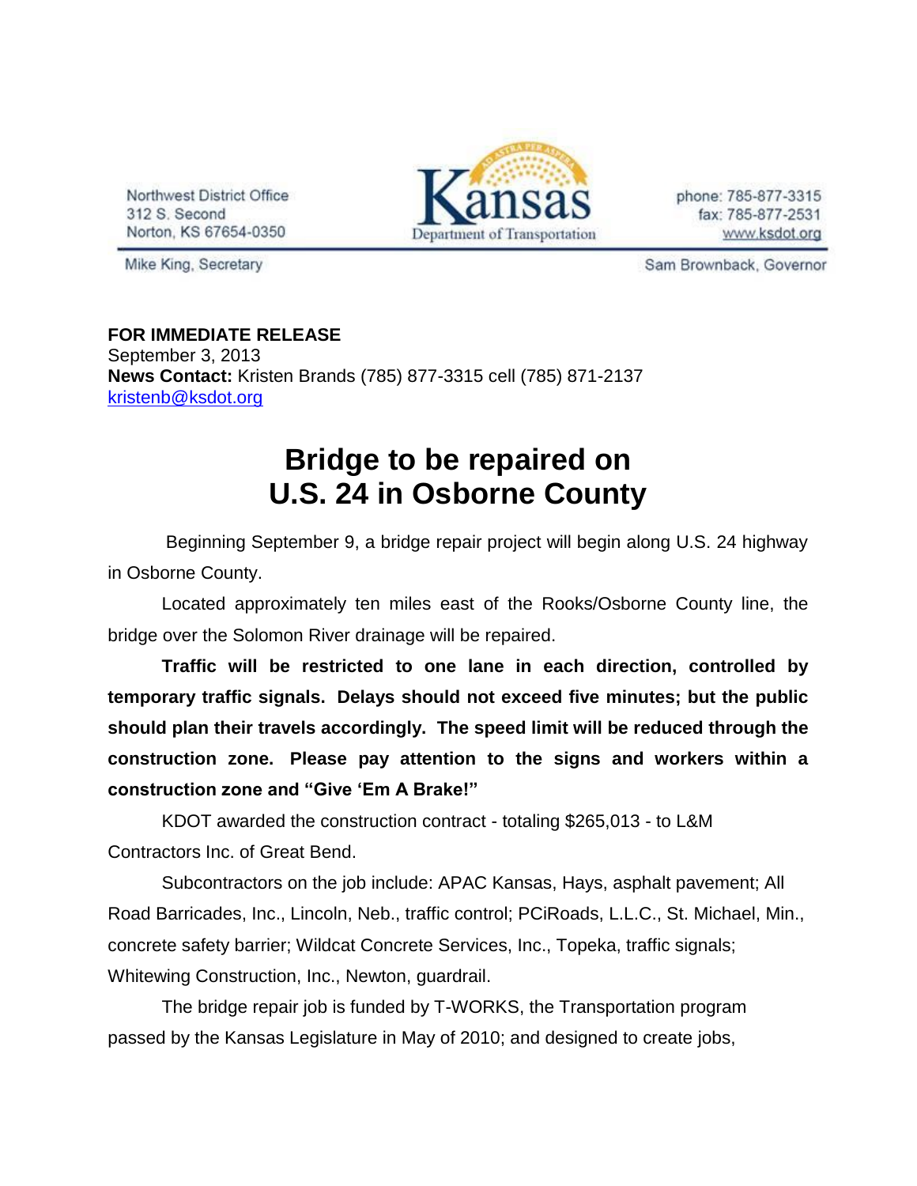Northwest District Office
312 S. Second
Norton, KS 67654-0350

Kansas Department of Transportation

phone: 785-877-3315
fax: 785-877-2531
www.ksdot.org

Mike King, Secretary

Sam Brownback, Governor

**FOR IMMEDIATE RELEASE**
September 3, 2013
**News Contact:** Kristen Brands (785) 877-3315 cell (785) 871-2137
kristenb@ksdot.org

# Bridge to be repaired on U.S. 24 in Osborne County

Beginning September 9, a bridge repair project will begin along U.S. 24 highway in Osborne County.

Located approximately ten miles east of the Rooks/Osborne County line, the bridge over the Solomon River drainage will be repaired.

**Traffic will be restricted to one lane in each direction, controlled by temporary traffic signals. Delays should not exceed five minutes; but the public should plan their travels accordingly. The speed limit will be reduced through the construction zone. Please pay attention to the signs and workers within a construction zone and "Give 'Em A Brake!"**

KDOT awarded the construction contract - totaling $265,013 - to L&M Contractors Inc. of Great Bend.

Subcontractors on the job include: APAC Kansas, Hays, asphalt pavement; All Road Barricades, Inc., Lincoln, Neb., traffic control; PCiRoads, L.L.C., St. Michael, Min., concrete safety barrier; Wildcat Concrete Services, Inc., Topeka, traffic signals; Whitewing Construction, Inc., Newton, guardrail.

The bridge repair job is funded by T-WORKS, the Transportation program passed by the Kansas Legislature in May of 2010; and designed to create jobs,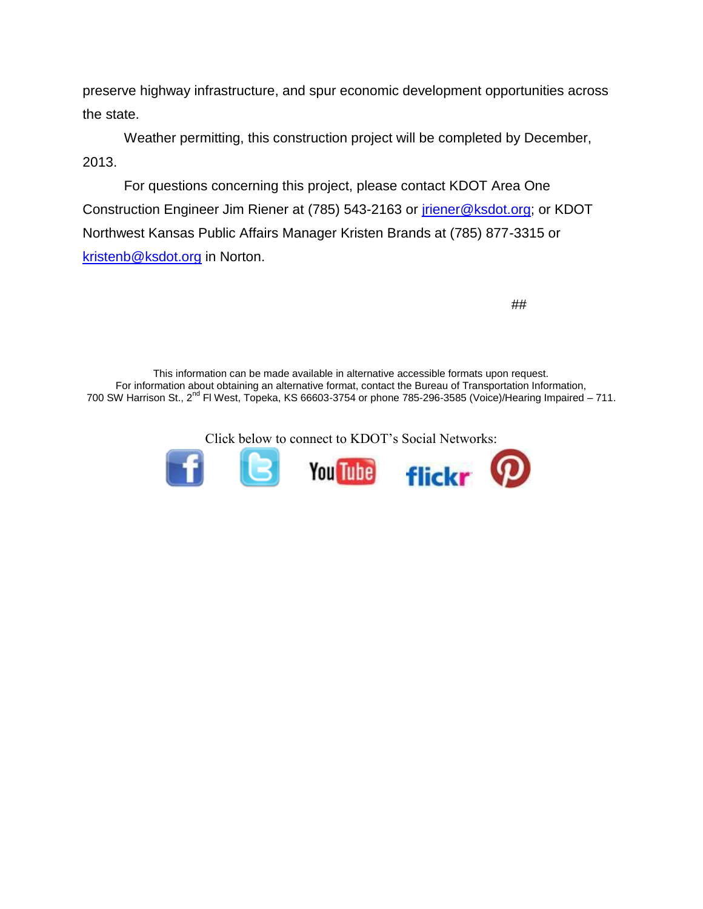preserve highway infrastructure, and spur economic development opportunities across the state.

Weather permitting, this construction project will be completed by December, 2013.

For questions concerning this project, please contact KDOT Area One Construction Engineer Jim Riener at (785) 543-2163 or jriener@ksdot.org; or KDOT Northwest Kansas Public Affairs Manager Kristen Brands at (785) 877-3315 or kristenb@ksdot.org in Norton.

##

This information can be made available in alternative accessible formats upon request.
For information about obtaining an alternative format, contact the Bureau of Transportation Information, 700 SW Harrison St., 2nd Fl West, Topeka, KS 66603-3754 or phone 785-296-3585 (Voice)/Hearing Impaired – 711.

Click below to connect to KDOT's Social Networks: